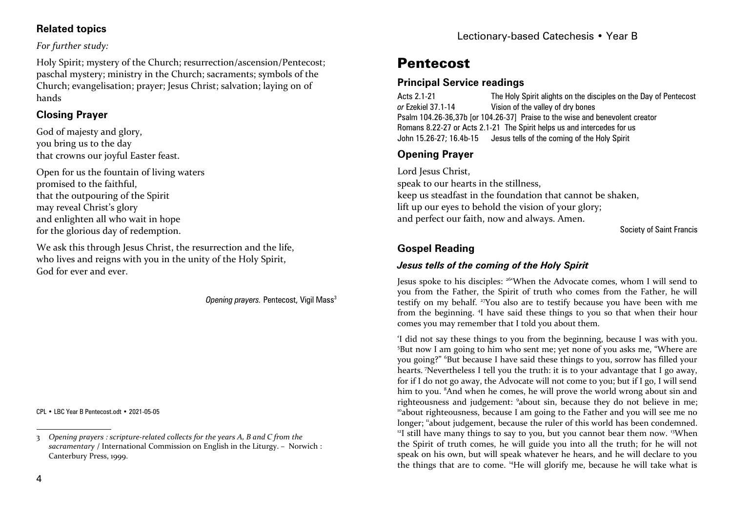## Related topics

*For further study:*

Holy Spirit; mystery of the Church; resurrection/ascension/Pentecost; paschal mystery; ministry in the Church; sacraments; symbols of the Church; evangelisation; prayer; Jesus Christ; salvation; laying on of hands

## Closing Prayer

God of majesty and glory,
you bring us to the day
that crowns our joyful Easter feast.

Open for us the fountain of living waters
promised to the faithful,
that the outpouring of the Spirit
may reveal Christ's glory
and enlighten all who wait in hope
for the glorious day of redemption.

We ask this through Jesus Christ, the resurrection and the life,
who lives and reigns with you in the unity of the Holy Spirit,
God for ever and ever.

*Opening prayers.* Pentecost, Vigil Mass[3]

CPL • LBC Year B Pentecost.odt • 2021-05-05

[3] *Opening prayers : scripture-related collects for the years A, B and C from the sacramentary* / International Commission on English in the Liturgy. – Norwich : Canterbury Press, 1999.

# Pentecost

## Principal Service readings

Acts 2.1-21 — The Holy Spirit alights on the disciples on the Day of Pentecost
*or* Ezekiel 37.1-14 — Vision of the valley of dry bones
Psalm 104.26-36,37b [or 104.26-37] Praise to the wise and benevolent creator
Romans 8.22-27 or Acts 2.1-21 The Spirit helps us and intercedes for us
John 15.26-27; 16.4b-15 — Jesus tells of the coming of the Holy Spirit

## Opening Prayer

Lord Jesus Christ,
speak to our hearts in the stillness,
keep us steadfast in the foundation that cannot be shaken,
lift up our eyes to behold the vision of your glory;
and perfect our faith, now and always. Amen.

Society of Saint Francis

## Gospel Reading

### *Jesus tells of the coming of the Holy Spirit*

Jesus spoke to his disciples: [26]'When the Advocate comes, whom I will send to you from the Father, the Spirit of truth who comes from the Father, he will testify on my behalf. [27]You also are to testify because you have been with me from the beginning. [4]I have said these things to you so that when their hour comes you may remember that I told you about them.

'I did not say these things to you from the beginning, because I was with you. [5]But now I am going to him who sent me; yet none of you asks me, "Where are you going?" [6]But because I have said these things to you, sorrow has filled your hearts. [7]Nevertheless I tell you the truth: it is to your advantage that I go away, for if I do not go away, the Advocate will not come to you; but if I go, I will send him to you. [8]And when he comes, he will prove the world wrong about sin and righteousness and judgement: [9]about sin, because they do not believe in me; [10]about righteousness, because I am going to the Father and you will see me no longer; [11]about judgement, because the ruler of this world has been condemned. [12]I still have many things to say to you, but you cannot bear them now. [13]When the Spirit of truth comes, he will guide you into all the truth; for he will not speak on his own, but will speak whatever he hears, and he will declare to you the things that are to come. [14]He will glorify me, because he will take what is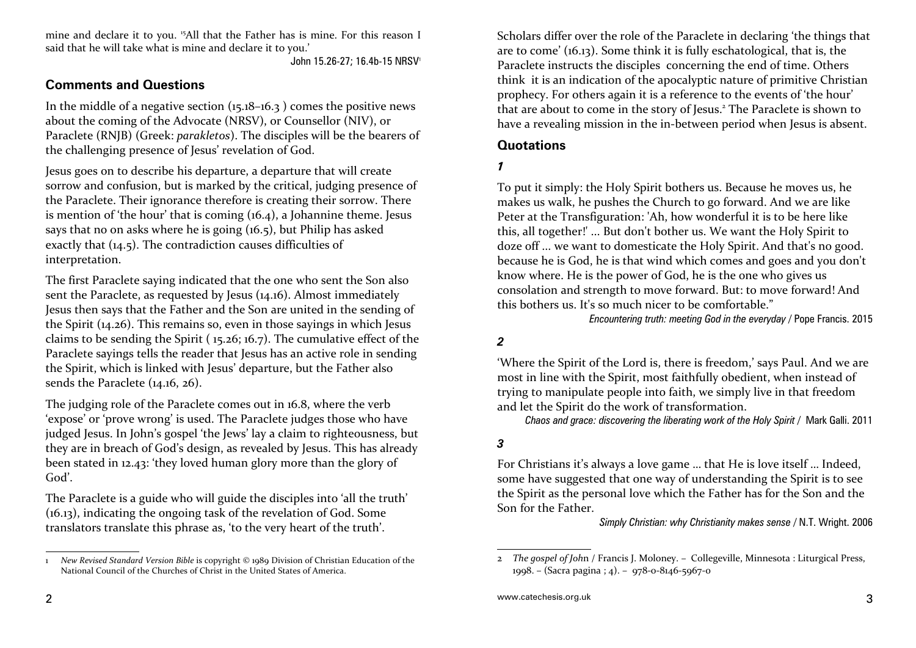mine and declare it to you. [15]All that the Father has is mine. For this reason I said that he will take what is mine and declare it to you.'

John 15.26-27; 16.4b-15 NRSV[1]

## Comments and Questions

In the middle of a negative section (15.18–16.3 ) comes the positive news about the coming of the Advocate (NRSV), or Counsellor (NIV), or Paraclete (RNJB) (Greek: *parakletos*). The disciples will be the bearers of the challenging presence of Jesus' revelation of God.

Jesus goes on to describe his departure, a departure that will create sorrow and confusion, but is marked by the critical, judging presence of the Paraclete. Their ignorance therefore is creating their sorrow. There is mention of 'the hour' that is coming (16.4), a Johannine theme. Jesus says that no on asks where he is going (16.5), but Philip has asked exactly that (14.5). The contradiction causes difficulties of interpretation.

The first Paraclete saying indicated that the one who sent the Son also sent the Paraclete, as requested by Jesus (14.16). Almost immediately Jesus then says that the Father and the Son are united in the sending of the Spirit (14.26). This remains so, even in those sayings in which Jesus claims to be sending the Spirit ( 15.26; 16.7). The cumulative effect of the Paraclete sayings tells the reader that Jesus has an active role in sending the Spirit, which is linked with Jesus' departure, but the Father also sends the Paraclete (14.16, 26).

The judging role of the Paraclete comes out in 16.8, where the verb 'expose' or 'prove wrong' is used. The Paraclete judges those who have judged Jesus. In John's gospel 'the Jews' lay a claim to righteousness, but they are in breach of God's design, as revealed by Jesus. This has already been stated in 12.43: 'they loved human glory more than the glory of God'.

The Paraclete is a guide who will guide the disciples into 'all the truth' (16.13), indicating the ongoing task of the revelation of God. Some translators translate this phrase as, 'to the very heart of the truth'.

Scholars differ over the role of the Paraclete in declaring 'the things that are to come' (16.13). Some think it is fully eschatological, that is, the Paraclete instructs the disciples concerning the end of time. Others think it is an indication of the apocalyptic nature of primitive Christian prophecy. For others again it is a reference to the events of 'the hour' that are about to come in the story of Jesus.[2] The Paraclete is shown to have a revealing mission in the in-between period when Jesus is absent.

## Quotations

### *1*

To put it simply: the Holy Spirit bothers us. Because he moves us, he makes us walk, he pushes the Church to go forward. And we are like Peter at the Transfiguration: 'Ah, how wonderful it is to be here like this, all together!' ... But don't bother us. We want the Holy Spirit to doze off ... we want to domesticate the Holy Spirit. And that's no good. because he is God, he is that wind which comes and goes and you don't know where. He is the power of God, he is the one who gives us consolation and strength to move forward. But: to move forward! And this bothers us. It's so much nicer to be comfortable."

*Encountering truth: meeting God in the everyday* / Pope Francis. 2015

### *2*

'Where the Spirit of the Lord is, there is freedom,' says Paul. And we are most in line with the Spirit, most faithfully obedient, when instead of trying to manipulate people into faith, we simply live in that freedom and let the Spirit do the work of transformation.

*Chaos and grace: discovering the liberating work of the Holy Spirit* / Mark Galli. 2011

### *3*

For Christians it's always a love game ... that He is love itself ... Indeed, some have suggested that one way of understanding the Spirit is to see the Spirit as the personal love which the Father has for the Son and the Son for the Father.

*Simply Christian: why Christianity makes sense* / N.T. Wright. 2006

---

1 *New Revised Standard Version Bible* is copyright © 1989 Division of Christian Education of the National Council of the Churches of Christ in the United States of America.

2 *The gospel of John* / Francis J. Moloney. – Collegeville, Minnesota : Liturgical Press, 1998. – (Sacra pagina ; 4). – 978-0-8146-5967-0